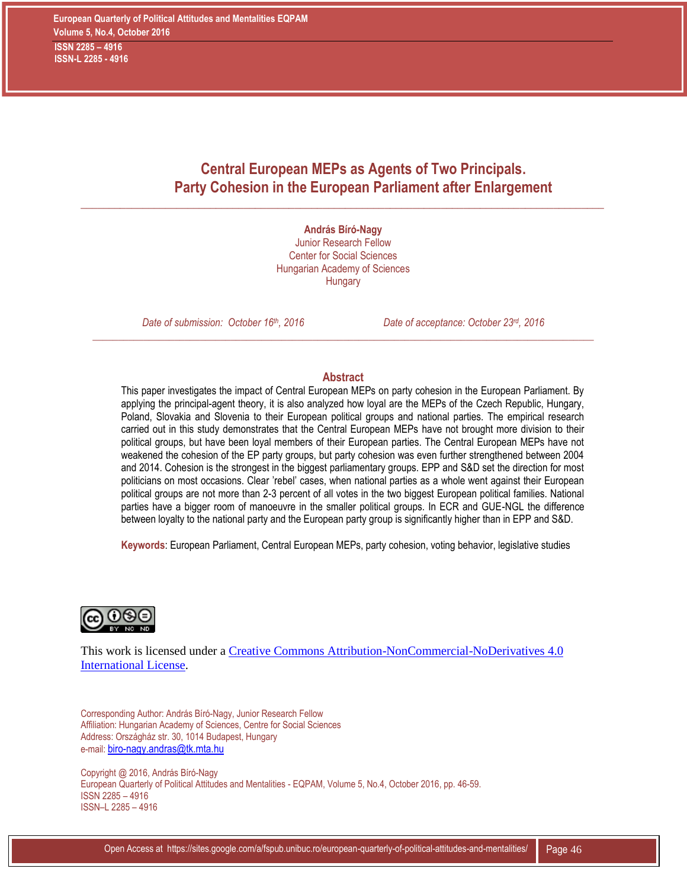# Central European MEPs as Agents of Two Principals. Party Cohesion in the European Parliament after Enlargement

**András Bíró-Nagy**
Junior Research Fellow
Center for Social Sciences
Hungarian Academy of Sciences
Hungary

*Date of submission: October 16th, 2016* *Date of acceptance: October 23rd, 2016*

## Abstract

This paper investigates the impact of Central European MEPs on party cohesion in the European Parliament. By applying the principal-agent theory, it is also analyzed how loyal are the MEPs of the Czech Republic, Hungary, Poland, Slovakia and Slovenia to their European political groups and national parties. The empirical research carried out in this study demonstrates that the Central European MEPs have not brought more division to their political groups, but have been loyal members of their European parties. The Central European MEPs have not weakened the cohesion of the EP party groups, but party cohesion was even further strengthened between 2004 and 2014. Cohesion is the strongest in the biggest parliamentary groups. EPP and S&D set the direction for most politicians on most occasions. Clear 'rebel' cases, when national parties as a whole went against their European political groups are not more than 2-3 percent of all votes in the two biggest European political families. National parties have a bigger room of manoeuvre in the smaller political groups. In ECR and GUE-NGL the difference between loyalty to the national party and the European party group is significantly higher than in EPP and S&D.

**Keywords**: European Parliament, Central European MEPs, party cohesion, voting behavior, legislative studies

This work is licensed under a Creative Commons Attribution-NonCommercial-NoDerivatives 4.0 International License.

Corresponding Author: András Bíró-Nagy, Junior Research Fellow
Affiliation: Hungarian Academy of Sciences, Centre for Social Sciences
Address: Országház str. 30, 1014 Budapest, Hungary
e-mail: biro-nagy.andras@tk.mta.hu

Copyright @ 2016, András Bíró-Nagy
European Quarterly of Political Attitudes and Mentalities - EQPAM, Volume 5, No.4, October 2016, pp. 46-59.
ISSN 2285 – 4916
ISSN–L 2285 – 4916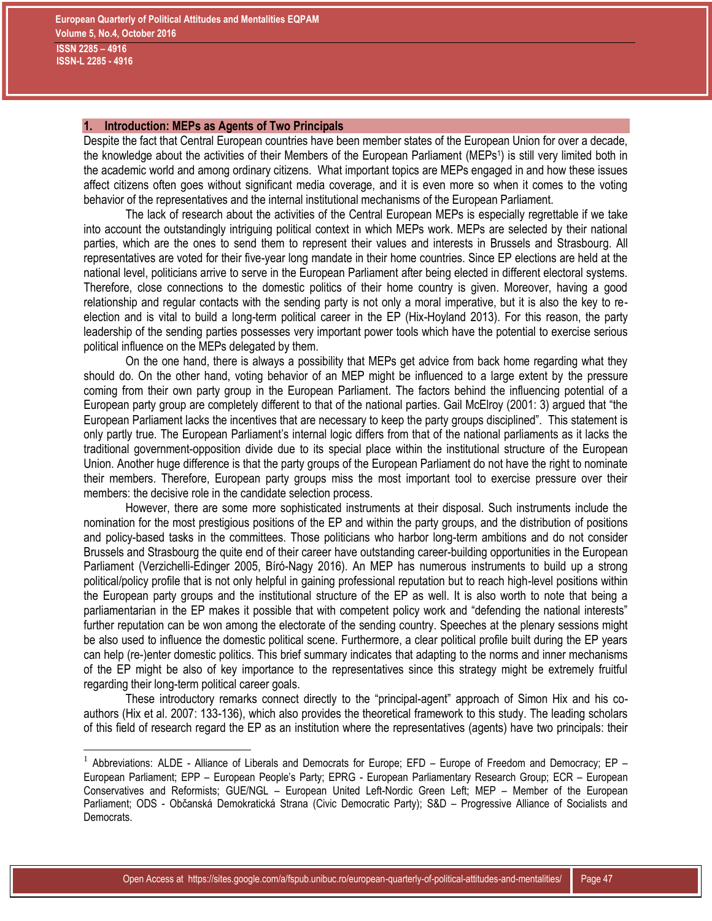## 1. Introduction: MEPs as Agents of Two Principals

Despite the fact that Central European countries have been member states of the European Union for over a decade, the knowledge about the activities of their Members of the European Parliament (MEPs[1]) is still very limited both in the academic world and among ordinary citizens. What important topics are MEPs engaged in and how these issues affect citizens often goes without significant media coverage, and it is even more so when it comes to the voting behavior of the representatives and the internal institutional mechanisms of the European Parliament.

The lack of research about the activities of the Central European MEPs is especially regrettable if we take into account the outstandingly intriguing political context in which MEPs work. MEPs are selected by their national parties, which are the ones to send them to represent their values and interests in Brussels and Strasbourg. All representatives are voted for their five-year long mandate in their home countries. Since EP elections are held at the national level, politicians arrive to serve in the European Parliament after being elected in different electoral systems. Therefore, close connections to the domestic politics of their home country is given. Moreover, having a good relationship and regular contacts with the sending party is not only a moral imperative, but it is also the key to re-election and is vital to build a long-term political career in the EP (Hix-Hoyland 2013). For this reason, the party leadership of the sending parties possesses very important power tools which have the potential to exercise serious political influence on the MEPs delegated by them.

On the one hand, there is always a possibility that MEPs get advice from back home regarding what they should do. On the other hand, voting behavior of an MEP might be influenced to a large extent by the pressure coming from their own party group in the European Parliament. The factors behind the influencing potential of a European party group are completely different to that of the national parties. Gail McElroy (2001: 3) argued that "the European Parliament lacks the incentives that are necessary to keep the party groups disciplined". This statement is only partly true. The European Parliament's internal logic differs from that of the national parliaments as it lacks the traditional government-opposition divide due to its special place within the institutional structure of the European Union. Another huge difference is that the party groups of the European Parliament do not have the right to nominate their members. Therefore, European party groups miss the most important tool to exercise pressure over their members: the decisive role in the candidate selection process.

However, there are some more sophisticated instruments at their disposal. Such instruments include the nomination for the most prestigious positions of the EP and within the party groups, and the distribution of positions and policy-based tasks in the committees. Those politicians who harbor long-term ambitions and do not consider Brussels and Strasbourg the quite end of their career have outstanding career-building opportunities in the European Parliament (Verzichelli-Edinger 2005, Bíró-Nagy 2016). An MEP has numerous instruments to build up a strong political/policy profile that is not only helpful in gaining professional reputation but to reach high-level positions within the European party groups and the institutional structure of the EP as well. It is also worth to note that being a parliamentarian in the EP makes it possible that with competent policy work and "defending the national interests" further reputation can be won among the electorate of the sending country. Speeches at the plenary sessions might be also used to influence the domestic political scene. Furthermore, a clear political profile built during the EP years can help (re-)enter domestic politics. This brief summary indicates that adapting to the norms and inner mechanisms of the EP might be also of key importance to the representatives since this strategy might be extremely fruitful regarding their long-term political career goals.

These introductory remarks connect directly to the "principal-agent" approach of Simon Hix and his co-authors (Hix et al. 2007: 133-136), which also provides the theoretical framework to this study. The leading scholars of this field of research regard the EP as an institution where the representatives (agents) have two principals: their

[1] Abbreviations: ALDE - Alliance of Liberals and Democrats for Europe; EFD – Europe of Freedom and Democracy; EP – European Parliament; EPP – European People's Party; EPRG - European Parliamentary Research Group; ECR – European Conservatives and Reformists; GUE/NGL – European United Left-Nordic Green Left; MEP – Member of the European Parliament; ODS - Občanská Demokratická Strana (Civic Democratic Party); S&D – Progressive Alliance of Socialists and Democrats.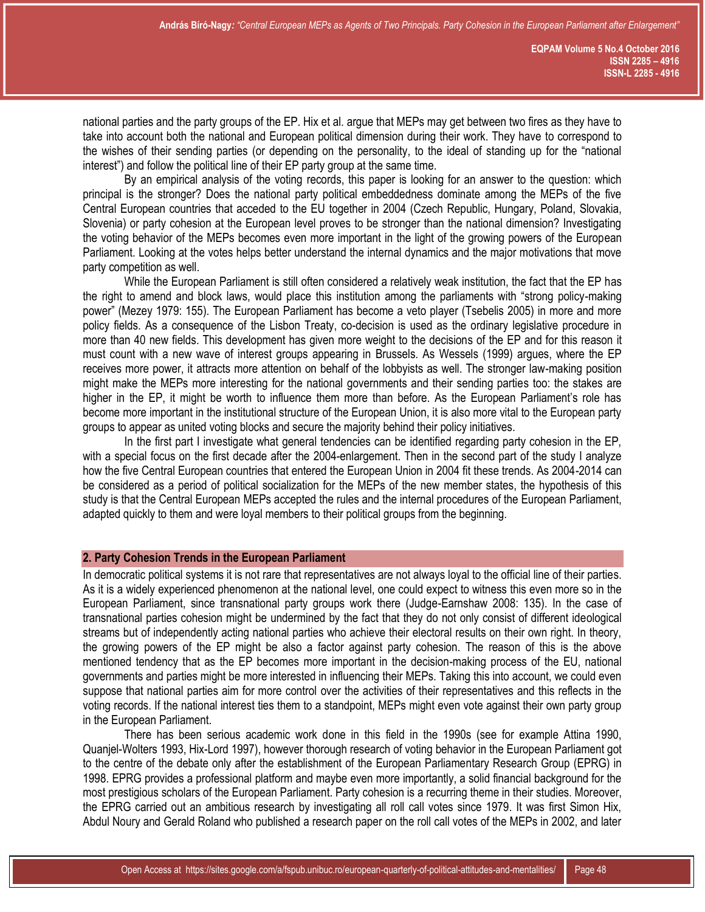national parties and the party groups of the EP. Hix et al. argue that MEPs may get between two fires as they have to take into account both the national and European political dimension during their work. They have to correspond to the wishes of their sending parties (or depending on the personality, to the ideal of standing up for the "national interest") and follow the political line of their EP party group at the same time.

By an empirical analysis of the voting records, this paper is looking for an answer to the question: which principal is the stronger? Does the national party political embeddedness dominate among the MEPs of the five Central European countries that acceded to the EU together in 2004 (Czech Republic, Hungary, Poland, Slovakia, Slovenia) or party cohesion at the European level proves to be stronger than the national dimension? Investigating the voting behavior of the MEPs becomes even more important in the light of the growing powers of the European Parliament. Looking at the votes helps better understand the internal dynamics and the major motivations that move party competition as well.

While the European Parliament is still often considered a relatively weak institution, the fact that the EP has the right to amend and block laws, would place this institution among the parliaments with "strong policy-making power" (Mezey 1979: 155). The European Parliament has become a veto player (Tsebelis 2005) in more and more policy fields. As a consequence of the Lisbon Treaty, co-decision is used as the ordinary legislative procedure in more than 40 new fields. This development has given more weight to the decisions of the EP and for this reason it must count with a new wave of interest groups appearing in Brussels. As Wessels (1999) argues, where the EP receives more power, it attracts more attention on behalf of the lobbyists as well. The stronger law-making position might make the MEPs more interesting for the national governments and their sending parties too: the stakes are higher in the EP, it might be worth to influence them more than before. As the European Parliament's role has become more important in the institutional structure of the European Union, it is also more vital to the European party groups to appear as united voting blocks and secure the majority behind their policy initiatives.

In the first part I investigate what general tendencies can be identified regarding party cohesion in the EP, with a special focus on the first decade after the 2004-enlargement. Then in the second part of the study I analyze how the five Central European countries that entered the European Union in 2004 fit these trends. As 2004-2014 can be considered as a period of political socialization for the MEPs of the new member states, the hypothesis of this study is that the Central European MEPs accepted the rules and the internal procedures of the European Parliament, adapted quickly to them and were loyal members to their political groups from the beginning.

## 2. Party Cohesion Trends in the European Parliament

In democratic political systems it is not rare that representatives are not always loyal to the official line of their parties. As it is a widely experienced phenomenon at the national level, one could expect to witness this even more so in the European Parliament, since transnational party groups work there (Judge-Earnshaw 2008: 135). In the case of transnational parties cohesion might be undermined by the fact that they do not only consist of different ideological streams but of independently acting national parties who achieve their electoral results on their own right. In theory, the growing powers of the EP might be also a factor against party cohesion. The reason of this is the above mentioned tendency that as the EP becomes more important in the decision-making process of the EU, national governments and parties might be more interested in influencing their MEPs. Taking this into account, we could even suppose that national parties aim for more control over the activities of their representatives and this reflects in the voting records. If the national interest ties them to a standpoint, MEPs might even vote against their own party group in the European Parliament.

There has been serious academic work done in this field in the 1990s (see for example Attina 1990, Quanjel-Wolters 1993, Hix-Lord 1997), however thorough research of voting behavior in the European Parliament got to the centre of the debate only after the establishment of the European Parliamentary Research Group (EPRG) in 1998. EPRG provides a professional platform and maybe even more importantly, a solid financial background for the most prestigious scholars of the European Parliament. Party cohesion is a recurring theme in their studies. Moreover, the EPRG carried out an ambitious research by investigating all roll call votes since 1979. It was first Simon Hix, Abdul Noury and Gerald Roland who published a research paper on the roll call votes of the MEPs in 2002, and later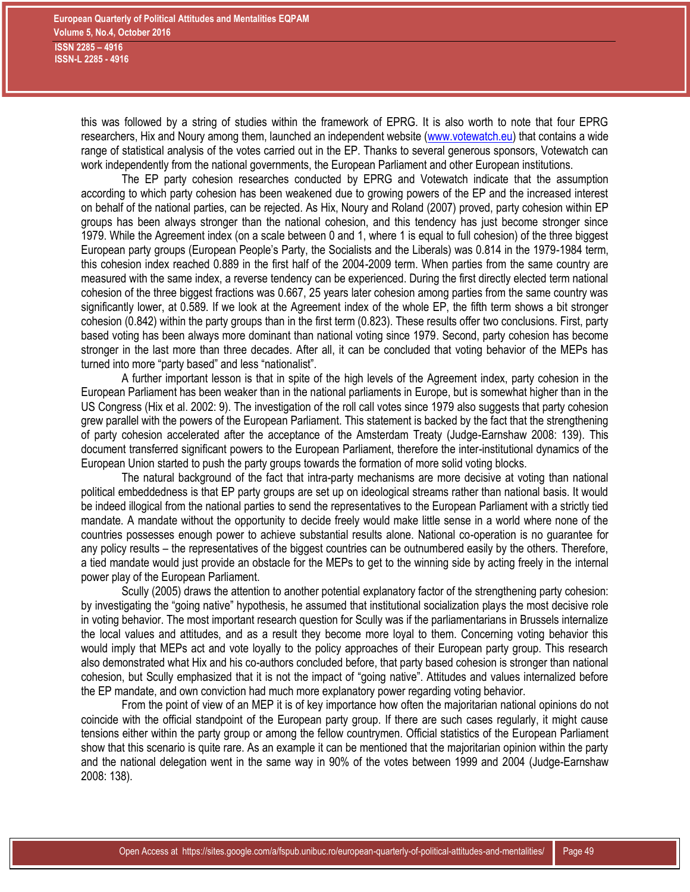this was followed by a string of studies within the framework of EPRG. It is also worth to note that four EPRG researchers, Hix and Noury among them, launched an independent website (www.votewatch.eu) that contains a wide range of statistical analysis of the votes carried out in the EP. Thanks to several generous sponsors, Votewatch can work independently from the national governments, the European Parliament and other European institutions.

The EP party cohesion researches conducted by EPRG and Votewatch indicate that the assumption according to which party cohesion has been weakened due to growing powers of the EP and the increased interest on behalf of the national parties, can be rejected. As Hix, Noury and Roland (2007) proved, party cohesion within EP groups has been always stronger than the national cohesion, and this tendency has just become stronger since 1979. While the Agreement index (on a scale between 0 and 1, where 1 is equal to full cohesion) of the three biggest European party groups (European People's Party, the Socialists and the Liberals) was 0.814 in the 1979-1984 term, this cohesion index reached 0.889 in the first half of the 2004-2009 term. When parties from the same country are measured with the same index, a reverse tendency can be experienced. During the first directly elected term national cohesion of the three biggest fractions was 0.667, 25 years later cohesion among parties from the same country was significantly lower, at 0.589. If we look at the Agreement index of the whole EP, the fifth term shows a bit stronger cohesion (0.842) within the party groups than in the first term (0.823). These results offer two conclusions. First, party based voting has been always more dominant than national voting since 1979. Second, party cohesion has become stronger in the last more than three decades. After all, it can be concluded that voting behavior of the MEPs has turned into more "party based" and less "nationalist".

A further important lesson is that in spite of the high levels of the Agreement index, party cohesion in the European Parliament has been weaker than in the national parliaments in Europe, but is somewhat higher than in the US Congress (Hix et al. 2002: 9). The investigation of the roll call votes since 1979 also suggests that party cohesion grew parallel with the powers of the European Parliament. This statement is backed by the fact that the strengthening of party cohesion accelerated after the acceptance of the Amsterdam Treaty (Judge-Earnshaw 2008: 139). This document transferred significant powers to the European Parliament, therefore the inter-institutional dynamics of the European Union started to push the party groups towards the formation of more solid voting blocks.

The natural background of the fact that intra-party mechanisms are more decisive at voting than national political embeddedness is that EP party groups are set up on ideological streams rather than national basis. It would be indeed illogical from the national parties to send the representatives to the European Parliament with a strictly tied mandate. A mandate without the opportunity to decide freely would make little sense in a world where none of the countries possesses enough power to achieve substantial results alone. National co-operation is no guarantee for any policy results – the representatives of the biggest countries can be outnumbered easily by the others. Therefore, a tied mandate would just provide an obstacle for the MEPs to get to the winning side by acting freely in the internal power play of the European Parliament.

Scully (2005) draws the attention to another potential explanatory factor of the strengthening party cohesion: by investigating the "going native" hypothesis, he assumed that institutional socialization plays the most decisive role in voting behavior. The most important research question for Scully was if the parliamentarians in Brussels internalize the local values and attitudes, and as a result they become more loyal to them. Concerning voting behavior this would imply that MEPs act and vote loyally to the policy approaches of their European party group. This research also demonstrated what Hix and his co-authors concluded before, that party based cohesion is stronger than national cohesion, but Scully emphasized that it is not the impact of "going native". Attitudes and values internalized before the EP mandate, and own conviction had much more explanatory power regarding voting behavior.

From the point of view of an MEP it is of key importance how often the majoritarian national opinions do not coincide with the official standpoint of the European party group. If there are such cases regularly, it might cause tensions either within the party group or among the fellow countrymen. Official statistics of the European Parliament show that this scenario is quite rare. As an example it can be mentioned that the majoritarian opinion within the party and the national delegation went in the same way in 90% of the votes between 1999 and 2004 (Judge-Earnshaw 2008: 138).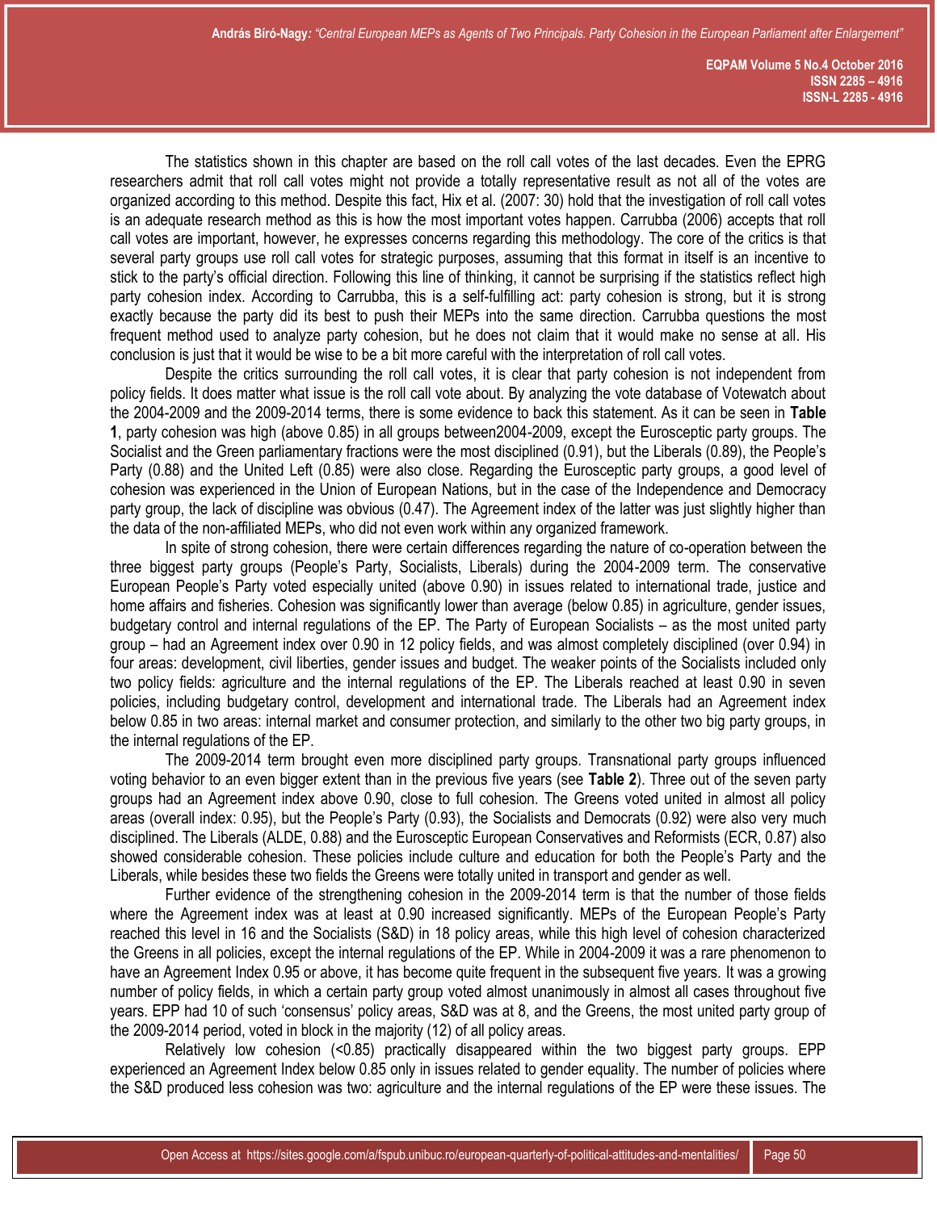The statistics shown in this chapter are based on the roll call votes of the last decades. Even the EPRG researchers admit that roll call votes might not provide a totally representative result as not all of the votes are organized according to this method. Despite this fact, Hix et al. (2007: 30) hold that the investigation of roll call votes is an adequate research method as this is how the most important votes happen. Carrubba (2006) accepts that roll call votes are important, however, he expresses concerns regarding this methodology. The core of the critics is that several party groups use roll call votes for strategic purposes, assuming that this format in itself is an incentive to stick to the party's official direction. Following this line of thinking, it cannot be surprising if the statistics reflect high party cohesion index. According to Carrubba, this is a self-fulfilling act: party cohesion is strong, but it is strong exactly because the party did its best to push their MEPs into the same direction. Carrubba questions the most frequent method used to analyze party cohesion, but he does not claim that it would make no sense at all. His conclusion is just that it would be wise to be a bit more careful with the interpretation of roll call votes.

Despite the critics surrounding the roll call votes, it is clear that party cohesion is not independent from policy fields. It does matter what issue is the roll call vote about. By analyzing the vote database of Votewatch about the 2004-2009 and the 2009-2014 terms, there is some evidence to back this statement. As it can be seen in **Table 1**, party cohesion was high (above 0.85) in all groups between2004-2009, except the Eurosceptic party groups. The Socialist and the Green parliamentary fractions were the most disciplined (0.91), but the Liberals (0.89), the People's Party (0.88) and the United Left (0.85) were also close. Regarding the Eurosceptic party groups, a good level of cohesion was experienced in the Union of European Nations, but in the case of the Independence and Democracy party group, the lack of discipline was obvious (0.47). The Agreement index of the latter was just slightly higher than the data of the non-affiliated MEPs, who did not even work within any organized framework.

In spite of strong cohesion, there were certain differences regarding the nature of co-operation between the three biggest party groups (People's Party, Socialists, Liberals) during the 2004-2009 term. The conservative European People's Party voted especially united (above 0.90) in issues related to international trade, justice and home affairs and fisheries. Cohesion was significantly lower than average (below 0.85) in agriculture, gender issues, budgetary control and internal regulations of the EP. The Party of European Socialists – as the most united party group – had an Agreement index over 0.90 in 12 policy fields, and was almost completely disciplined (over 0.94) in four areas: development, civil liberties, gender issues and budget. The weaker points of the Socialists included only two policy fields: agriculture and the internal regulations of the EP. The Liberals reached at least 0.90 in seven policies, including budgetary control, development and international trade. The Liberals had an Agreement index below 0.85 in two areas: internal market and consumer protection, and similarly to the other two big party groups, in the internal regulations of the EP.

The 2009-2014 term brought even more disciplined party groups. Transnational party groups influenced voting behavior to an even bigger extent than in the previous five years (see **Table 2**). Three out of the seven party groups had an Agreement index above 0.90, close to full cohesion. The Greens voted united in almost all policy areas (overall index: 0.95), but the People's Party (0.93), the Socialists and Democrats (0.92) were also very much disciplined. The Liberals (ALDE, 0.88) and the Eurosceptic European Conservatives and Reformists (ECR, 0.87) also showed considerable cohesion. These policies include culture and education for both the People's Party and the Liberals, while besides these two fields the Greens were totally united in transport and gender as well.

Further evidence of the strengthening cohesion in the 2009-2014 term is that the number of those fields where the Agreement index was at least at 0.90 increased significantly. MEPs of the European People's Party reached this level in 16 and the Socialists (S&D) in 18 policy areas, while this high level of cohesion characterized the Greens in all policies, except the internal regulations of the EP. While in 2004-2009 it was a rare phenomenon to have an Agreement Index 0.95 or above, it has become quite frequent in the subsequent five years. It was a growing number of policy fields, in which a certain party group voted almost unanimously in almost all cases throughout five years. EPP had 10 of such 'consensus' policy areas, S&D was at 8, and the Greens, the most united party group of the 2009-2014 period, voted in block in the majority (12) of all policy areas.

Relatively low cohesion (<0.85) practically disappeared within the two biggest party groups. EPP experienced an Agreement Index below 0.85 only in issues related to gender equality. The number of policies where the S&D produced less cohesion was two: agriculture and the internal regulations of the EP were these issues. The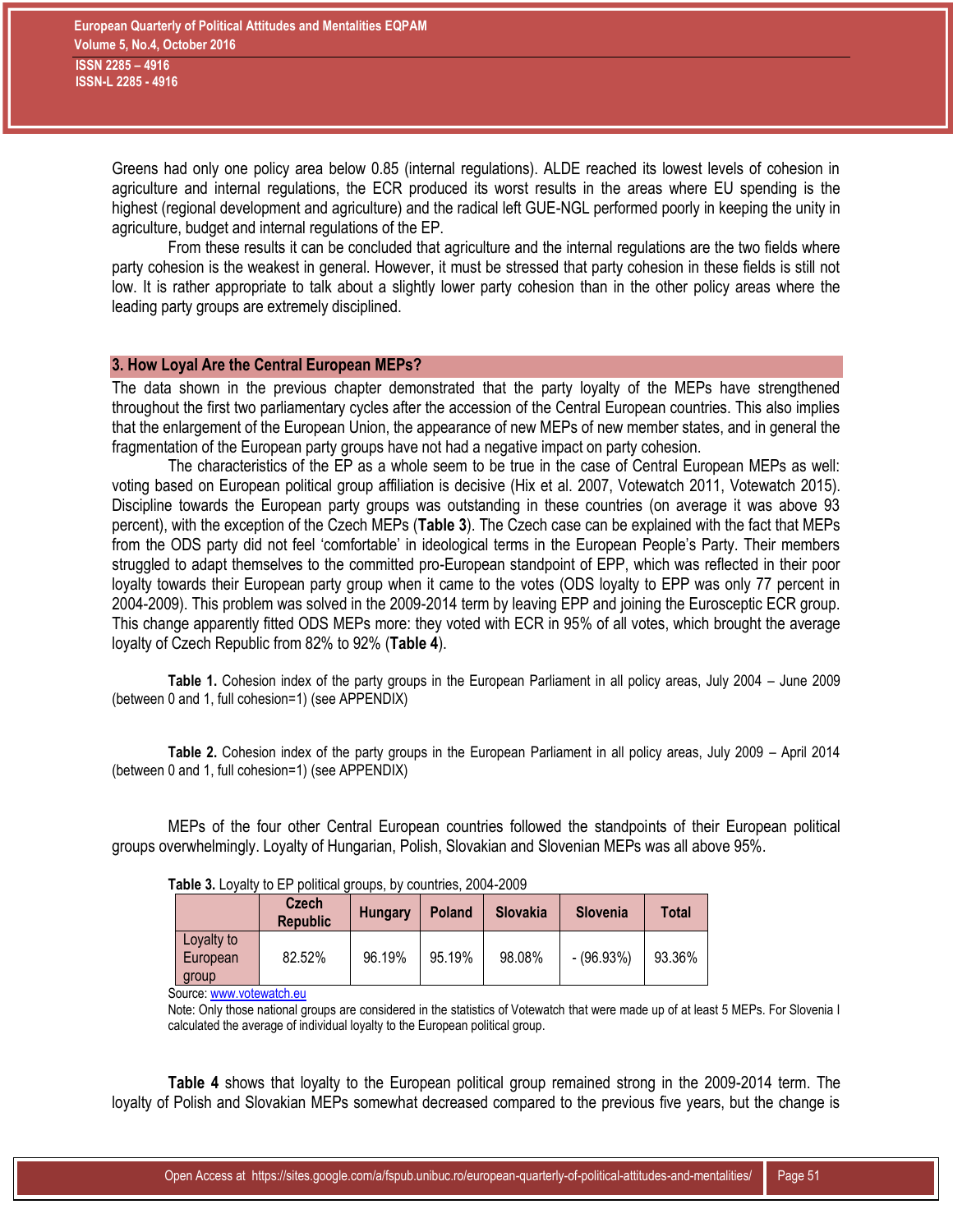Greens had only one policy area below 0.85 (internal regulations). ALDE reached its lowest levels of cohesion in agriculture and internal regulations, the ECR produced its worst results in the areas where EU spending is the highest (regional development and agriculture) and the radical left GUE-NGL performed poorly in keeping the unity in agriculture, budget and internal regulations of the EP.

From these results it can be concluded that agriculture and the internal regulations are the two fields where party cohesion is the weakest in general. However, it must be stressed that party cohesion in these fields is still not low. It is rather appropriate to talk about a slightly lower party cohesion than in the other policy areas where the leading party groups are extremely disciplined.

## 3. How Loyal Are the Central European MEPs?

The data shown in the previous chapter demonstrated that the party loyalty of the MEPs have strengthened throughout the first two parliamentary cycles after the accession of the Central European countries. This also implies that the enlargement of the European Union, the appearance of new MEPs of new member states, and in general the fragmentation of the European party groups have not had a negative impact on party cohesion.

The characteristics of the EP as a whole seem to be true in the case of Central European MEPs as well: voting based on European political group affiliation is decisive (Hix et al. 2007, Votewatch 2011, Votewatch 2015). Discipline towards the European party groups was outstanding in these countries (on average it was above 93 percent), with the exception of the Czech MEPs (**Table 3**). The Czech case can be explained with the fact that MEPs from the ODS party did not feel 'comfortable' in ideological terms in the European People's Party. Their members struggled to adapt themselves to the committed pro-European standpoint of EPP, which was reflected in their poor loyalty towards their European party group when it came to the votes (ODS loyalty to EPP was only 77 percent in 2004-2009). This problem was solved in the 2009-2014 term by leaving EPP and joining the Eurosceptic ECR group. This change apparently fitted ODS MEPs more: they voted with ECR in 95% of all votes, which brought the average loyalty of Czech Republic from 82% to 92% (**Table 4**).

**Table 1.** Cohesion index of the party groups in the European Parliament in all policy areas, July 2004 – June 2009 (between 0 and 1, full cohesion=1) (see APPENDIX)

**Table 2.** Cohesion index of the party groups in the European Parliament in all policy areas, July 2009 – April 2014 (between 0 and 1, full cohesion=1) (see APPENDIX)

MEPs of the four other Central European countries followed the standpoints of their European political groups overwhelmingly. Loyalty of Hungarian, Polish, Slovakian and Slovenian MEPs was all above 95%.

**Table 3.** Loyalty to EP political groups, by countries, 2004-2009

| | Czech Republic | Hungary | Poland | Slovakia | Slovenia | Total |
|---|---|---|---|---|---|---|
| Loyalty to European group | 82.52% | 96.19% | 95.19% | 98.08% | - (96.93%) | 93.36% |

Source: www.votewatch.eu

Note: Only those national groups are considered in the statistics of Votewatch that were made up of at least 5 MEPs. For Slovenia I calculated the average of individual loyalty to the European political group.

**Table 4** shows that loyalty to the European political group remained strong in the 2009-2014 term. The loyalty of Polish and Slovakian MEPs somewhat decreased compared to the previous five years, but the change is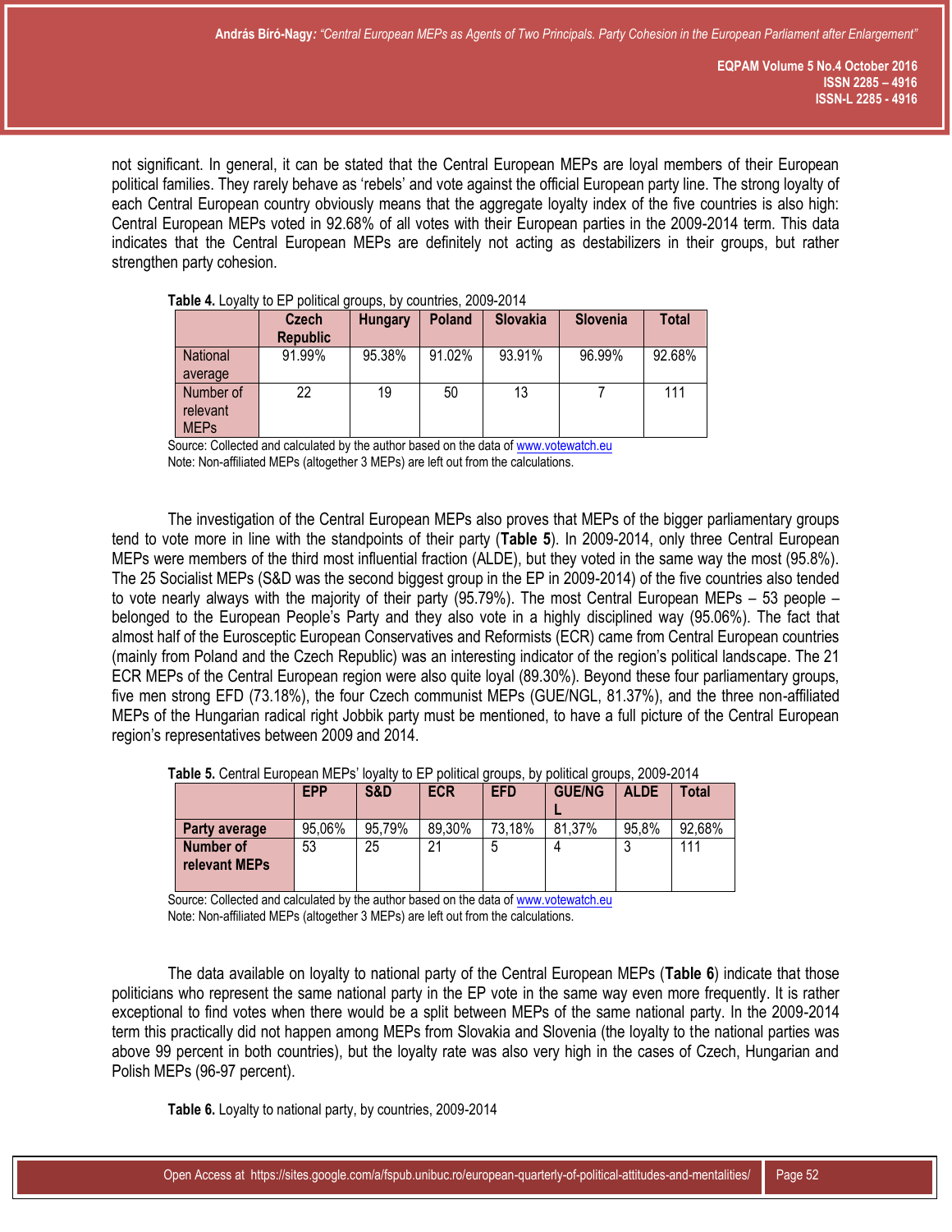not significant. In general, it can be stated that the Central European MEPs are loyal members of their European political families. They rarely behave as 'rebels' and vote against the official European party line. The strong loyalty of each Central European country obviously means that the aggregate loyalty index of the five countries is also high: Central European MEPs voted in 92.68% of all votes with their European parties in the 2009-2014 term. This data indicates that the Central European MEPs are definitely not acting as destabilizers in their groups, but rather strengthen party cohesion.

**Table 4.** Loyalty to EP political groups, by countries, 2009-2014

| | Czech Republic | Hungary | Poland | Slovakia | Slovenia | Total |
|---|---|---|---|---|---|---|
| National average | 91.99% | 95.38% | 91.02% | 93.91% | 96.99% | 92.68% |
| Number of relevant MEPs | 22 | 19 | 50 | 13 | 7 | 111 |

Source: Collected and calculated by the author based on the data of www.votewatch.eu
Note: Non-affiliated MEPs (altogether 3 MEPs) are left out from the calculations.

The investigation of the Central European MEPs also proves that MEPs of the bigger parliamentary groups tend to vote more in line with the standpoints of their party (**Table 5**). In 2009-2014, only three Central European MEPs were members of the third most influential fraction (ALDE), but they voted in the same way the most (95.8%). The 25 Socialist MEPs (S&D was the second biggest group in the EP in 2009-2014) of the five countries also tended to vote nearly always with the majority of their party (95.79%). The most Central European MEPs – 53 people – belonged to the European People's Party and they also vote in a highly disciplined way (95.06%). The fact that almost half of the Eurosceptic European Conservatives and Reformists (ECR) came from Central European countries (mainly from Poland and the Czech Republic) was an interesting indicator of the region's political landscape. The 21 ECR MEPs of the Central European region were also quite loyal (89.30%). Beyond these four parliamentary groups, five men strong EFD (73.18%), the four Czech communist MEPs (GUE/NGL, 81.37%), and the three non-affiliated MEPs of the Hungarian radical right Jobbik party must be mentioned, to have a full picture of the Central European region's representatives between 2009 and 2014.

**Table 5.** Central European MEPs' loyalty to EP political groups, by political groups, 2009-2014

| | EPP | S&D | ECR | EFD | GUE/NGL | ALDE | Total |
|---|---|---|---|---|---|---|---|
| **Party average** | 95,06% | 95,79% | 89,30% | 73,18% | 81,37% | 95,8% | 92,68% |
| **Number of relevant MEPs** | 53 | 25 | 21 | 5 | 4 | 3 | 111 |

Source: Collected and calculated by the author based on the data of www.votewatch.eu
Note: Non-affiliated MEPs (altogether 3 MEPs) are left out from the calculations.

The data available on loyalty to national party of the Central European MEPs (**Table 6**) indicate that those politicians who represent the same national party in the EP vote in the same way even more frequently. It is rather exceptional to find votes when there would be a split between MEPs of the same national party. In the 2009-2014 term this practically did not happen among MEPs from Slovakia and Slovenia (the loyalty to the national parties was above 99 percent in both countries), but the loyalty rate was also very high in the cases of Czech, Hungarian and Polish MEPs (96-97 percent).

**Table 6.** Loyalty to national party, by countries, 2009-2014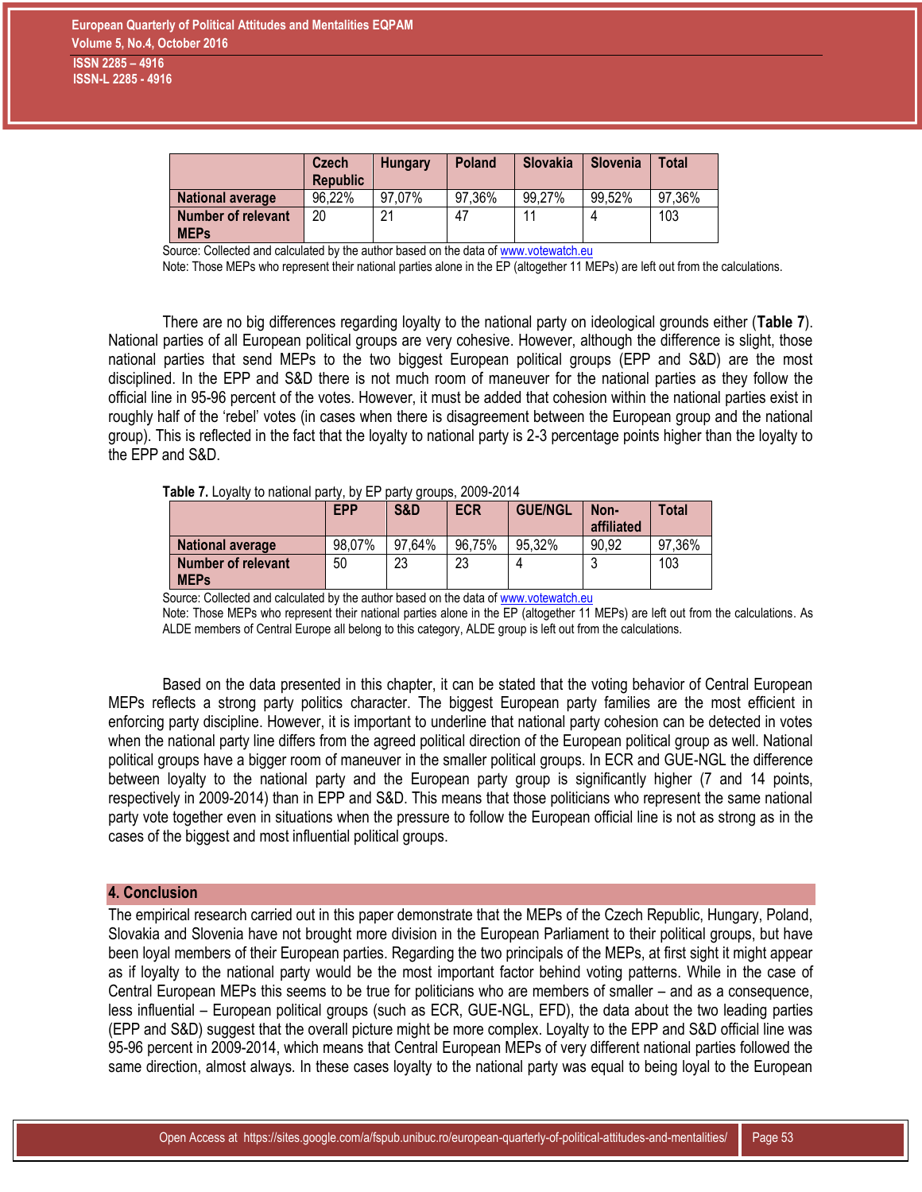| | Czech Republic | Hungary | Poland | Slovakia | Slovenia | Total |
|---|---|---|---|---|---|---|
| **National average** | 96,22% | 97,07% | 97,36% | 99,27% | 99,52% | 97,36% |
| **Number of relevant MEPs** | 20 | 21 | 47 | 11 | 4 | 103 |

Source: Collected and calculated by the author based on the data of www.votewatch.eu

Note: Those MEPs who represent their national parties alone in the EP (altogether 11 MEPs) are left out from the calculations.

There are no big differences regarding loyalty to the national party on ideological grounds either (**Table 7**). National parties of all European political groups are very cohesive. However, although the difference is slight, those national parties that send MEPs to the two biggest European political groups (EPP and S&D) are the most disciplined. In the EPP and S&D there is not much room of maneuver for the national parties as they follow the official line in 95-96 percent of the votes. However, it must be added that cohesion within the national parties exist in roughly half of the 'rebel' votes (in cases when there is disagreement between the European group and the national group). This is reflected in the fact that the loyalty to national party is 2-3 percentage points higher than the loyalty to the EPP and S&D.

**Table 7.** Loyalty to national party, by EP party groups, 2009-2014

| | EPP | S&D | ECR | GUE/NGL | Non-affiliated | Total |
|---|---|---|---|---|---|---|
| **National average** | 98,07% | 97,64% | 96,75% | 95,32% | 90,92 | 97,36% |
| **Number of relevant MEPs** | 50 | 23 | 23 | 4 | 3 | 103 |

Source: Collected and calculated by the author based on the data of www.votewatch.eu

Note: Those MEPs who represent their national parties alone in the EP (altogether 11 MEPs) are left out from the calculations. As ALDE members of Central Europe all belong to this category, ALDE group is left out from the calculations.

Based on the data presented in this chapter, it can be stated that the voting behavior of Central European MEPs reflects a strong party politics character. The biggest European party families are the most efficient in enforcing party discipline. However, it is important to underline that national party cohesion can be detected in votes when the national party line differs from the agreed political direction of the European political group as well. National political groups have a bigger room of maneuver in the smaller political groups. In ECR and GUE-NGL the difference between loyalty to the national party and the European party group is significantly higher (7 and 14 points, respectively in 2009-2014) than in EPP and S&D. This means that those politicians who represent the same national party vote together even in situations when the pressure to follow the European official line is not as strong as in the cases of the biggest and most influential political groups.

## 4. Conclusion

The empirical research carried out in this paper demonstrate that the MEPs of the Czech Republic, Hungary, Poland, Slovakia and Slovenia have not brought more division in the European Parliament to their political groups, but have been loyal members of their European parties. Regarding the two principals of the MEPs, at first sight it might appear as if loyalty to the national party would be the most important factor behind voting patterns. While in the case of Central European MEPs this seems to be true for politicians who are members of smaller – and as a consequence, less influential – European political groups (such as ECR, GUE-NGL, EFD), the data about the two leading parties (EPP and S&D) suggest that the overall picture might be more complex. Loyalty to the EPP and S&D official line was 95-96 percent in 2009-2014, which means that Central European MEPs of very different national parties followed the same direction, almost always. In these cases loyalty to the national party was equal to being loyal to the European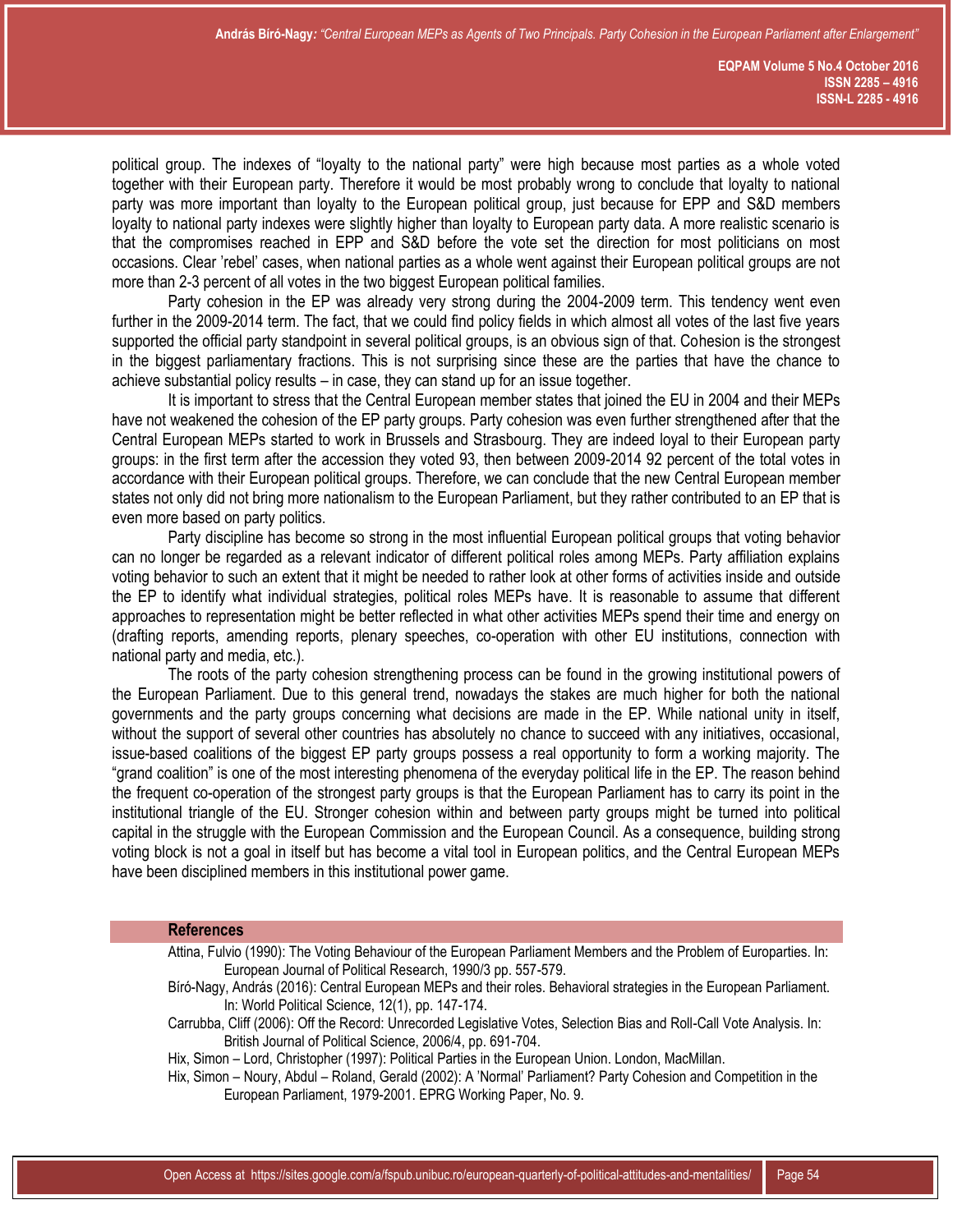political group. The indexes of "loyalty to the national party" were high because most parties as a whole voted together with their European party. Therefore it would be most probably wrong to conclude that loyalty to national party was more important than loyalty to the European political group, just because for EPP and S&D members loyalty to national party indexes were slightly higher than loyalty to European party data. A more realistic scenario is that the compromises reached in EPP and S&D before the vote set the direction for most politicians on most occasions. Clear 'rebel' cases, when national parties as a whole went against their European political groups are not more than 2-3 percent of all votes in the two biggest European political families.

Party cohesion in the EP was already very strong during the 2004-2009 term. This tendency went even further in the 2009-2014 term. The fact, that we could find policy fields in which almost all votes of the last five years supported the official party standpoint in several political groups, is an obvious sign of that. Cohesion is the strongest in the biggest parliamentary fractions. This is not surprising since these are the parties that have the chance to achieve substantial policy results – in case, they can stand up for an issue together.

It is important to stress that the Central European member states that joined the EU in 2004 and their MEPs have not weakened the cohesion of the EP party groups. Party cohesion was even further strengthened after that the Central European MEPs started to work in Brussels and Strasbourg. They are indeed loyal to their European party groups: in the first term after the accession they voted 93, then between 2009-2014 92 percent of the total votes in accordance with their European political groups. Therefore, we can conclude that the new Central European member states not only did not bring more nationalism to the European Parliament, but they rather contributed to an EP that is even more based on party politics.

Party discipline has become so strong in the most influential European political groups that voting behavior can no longer be regarded as a relevant indicator of different political roles among MEPs. Party affiliation explains voting behavior to such an extent that it might be needed to rather look at other forms of activities inside and outside the EP to identify what individual strategies, political roles MEPs have. It is reasonable to assume that different approaches to representation might be better reflected in what other activities MEPs spend their time and energy on (drafting reports, amending reports, plenary speeches, co-operation with other EU institutions, connection with national party and media, etc.).

The roots of the party cohesion strengthening process can be found in the growing institutional powers of the European Parliament. Due to this general trend, nowadays the stakes are much higher for both the national governments and the party groups concerning what decisions are made in the EP. While national unity in itself, without the support of several other countries has absolutely no chance to succeed with any initiatives, occasional, issue-based coalitions of the biggest EP party groups possess a real opportunity to form a working majority. The "grand coalition" is one of the most interesting phenomena of the everyday political life in the EP. The reason behind the frequent co-operation of the strongest party groups is that the European Parliament has to carry its point in the institutional triangle of the EU. Stronger cohesion within and between party groups might be turned into political capital in the struggle with the European Commission and the European Council. As a consequence, building strong voting block is not a goal in itself but has become a vital tool in European politics, and the Central European MEPs have been disciplined members in this institutional power game.

## References

Attina, Fulvio (1990): The Voting Behaviour of the European Parliament Members and the Problem of Europarties. In: European Journal of Political Research, 1990/3 pp. 557-579.

Bíró-Nagy, András (2016): Central European MEPs and their roles. Behavioral strategies in the European Parliament. In: World Political Science, 12(1), pp. 147-174.

Carrubba, Cliff (2006): Off the Record: Unrecorded Legislative Votes, Selection Bias and Roll-Call Vote Analysis. In: British Journal of Political Science, 2006/4, pp. 691-704.

Hix, Simon – Lord, Christopher (1997): Political Parties in the European Union. London, MacMillan.

Hix, Simon – Noury, Abdul – Roland, Gerald (2002): A 'Normal' Parliament? Party Cohesion and Competition in the European Parliament, 1979-2001. EPRG Working Paper, No. 9.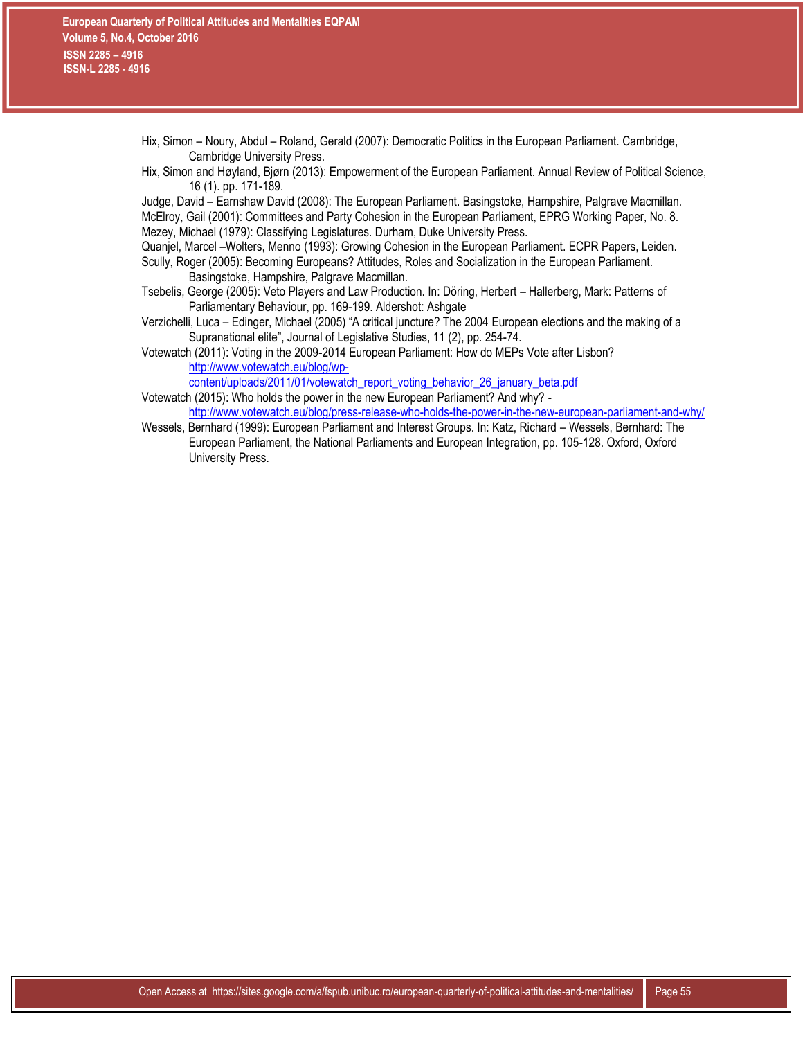Hix, Simon – Noury, Abdul – Roland, Gerald (2007): Democratic Politics in the European Parliament. Cambridge, Cambridge University Press.

Hix, Simon and Høyland, Bjørn (2013): Empowerment of the European Parliament. Annual Review of Political Science, 16 (1). pp. 171-189.

Judge, David – Earnshaw David (2008): The European Parliament. Basingstoke, Hampshire, Palgrave Macmillan.

McElroy, Gail (2001): Committees and Party Cohesion in the European Parliament, EPRG Working Paper, No. 8.

Mezey, Michael (1979): Classifying Legislatures. Durham, Duke University Press.

Quanjel, Marcel –Wolters, Menno (1993): Growing Cohesion in the European Parliament. ECPR Papers, Leiden.

Scully, Roger (2005): Becoming Europeans? Attitudes, Roles and Socialization in the European Parliament. Basingstoke, Hampshire, Palgrave Macmillan.

Tsebelis, George (2005): Veto Players and Law Production. In: Döring, Herbert – Hallerberg, Mark: Patterns of Parliamentary Behaviour, pp. 169-199. Aldershot: Ashgate

Verzichelli, Luca – Edinger, Michael (2005) "A critical juncture? The 2004 European elections and the making of a Supranational elite", Journal of Legislative Studies, 11 (2), pp. 254-74.

Votewatch (2011): Voting in the 2009-2014 European Parliament: How do MEPs Vote after Lisbon? http://www.votewatch.eu/blog/wp-content/uploads/2011/01/votewatch_report_voting_behavior_26_january_beta.pdf

Votewatch (2015): Who holds the power in the new European Parliament? And why? - http://www.votewatch.eu/blog/press-release-who-holds-the-power-in-the-new-european-parliament-and-why/

Wessels, Bernhard (1999): European Parliament and Interest Groups. In: Katz, Richard – Wessels, Bernhard: The European Parliament, the National Parliaments and European Integration, pp. 105-128. Oxford, Oxford University Press.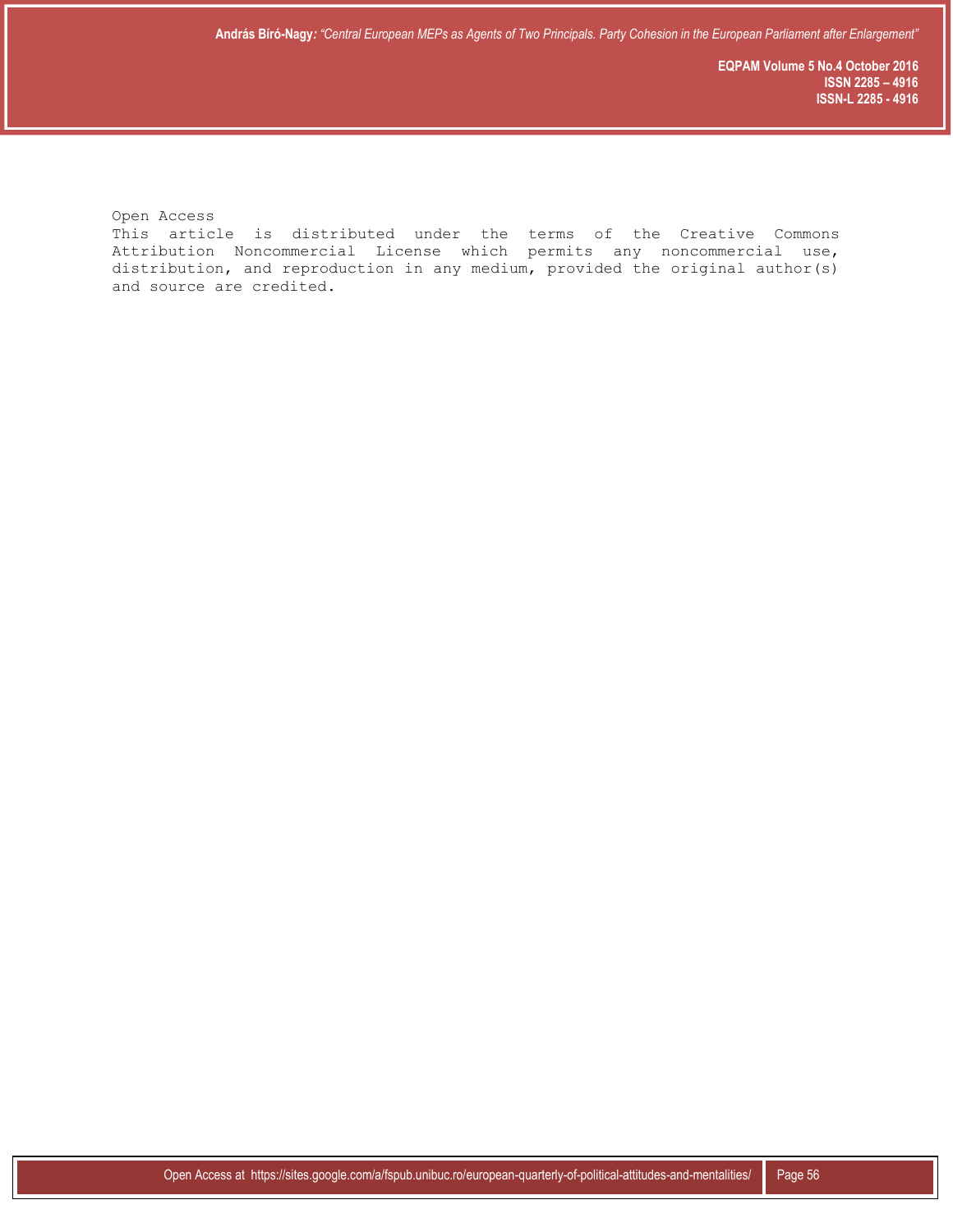Open Access
This article is distributed under the terms of the Creative Commons Attribution Noncommercial License which permits any noncommercial use, distribution, and reproduction in any medium, provided the original author(s) and source are credited.